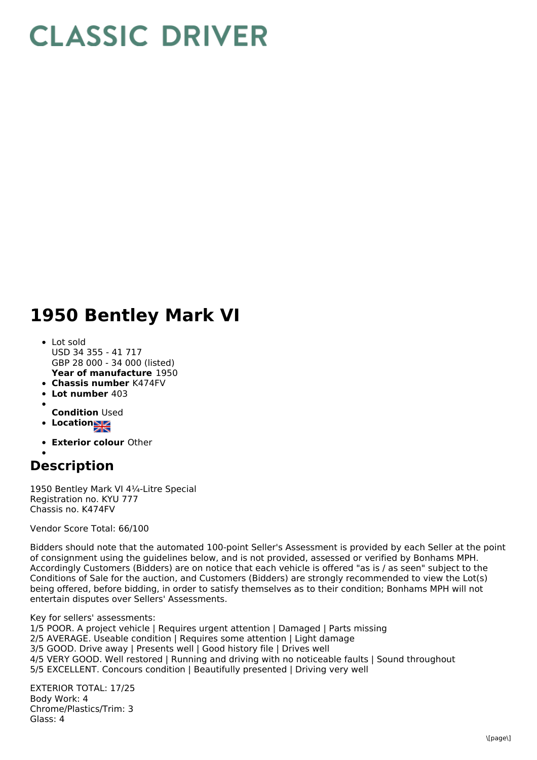# CLASSIC DRIVER

# 1950 Bentley Mark VI

- Lot sold
  USD 34 355 - 41 717
  GBP 28 000 - 34 000 (listed)
  **Year of manufacture** 1950
- **Chassis number** K474FV
- **Lot number** 403
- 
  **Condition** Used
- **Location**
- **Exterior colour** Other
- 

## Description

1950 Bentley Mark VI 4¼-Litre Special
Registration no. KYU 777
Chassis no. K474FV

Vendor Score Total: 66/100

Bidders should note that the automated 100-point Seller's Assessment is provided by each Seller at the point of consignment using the guidelines below, and is not provided, assessed or verified by Bonhams MPH. Accordingly Customers (Bidders) are on notice that each vehicle is offered "as is / as seen" subject to the Conditions of Sale for the auction, and Customers (Bidders) are strongly recommended to view the Lot(s) being offered, before bidding, in order to satisfy themselves as to their condition; Bonhams MPH will not entertain disputes over Sellers' Assessments.

Key for sellers' assessments:
1/5 POOR. A project vehicle | Requires urgent attention | Damaged | Parts missing
2/5 AVERAGE. Useable condition | Requires some attention | Light damage
3/5 GOOD. Drive away | Presents well | Good history file | Drives well
4/5 VERY GOOD. Well restored | Running and driving with no noticeable faults | Sound throughout
5/5 EXCELLENT. Concours condition | Beautifully presented | Driving very well

EXTERIOR TOTAL: 17/25
Body Work: 4
Chrome/Plastics/Trim: 3
Glass: 4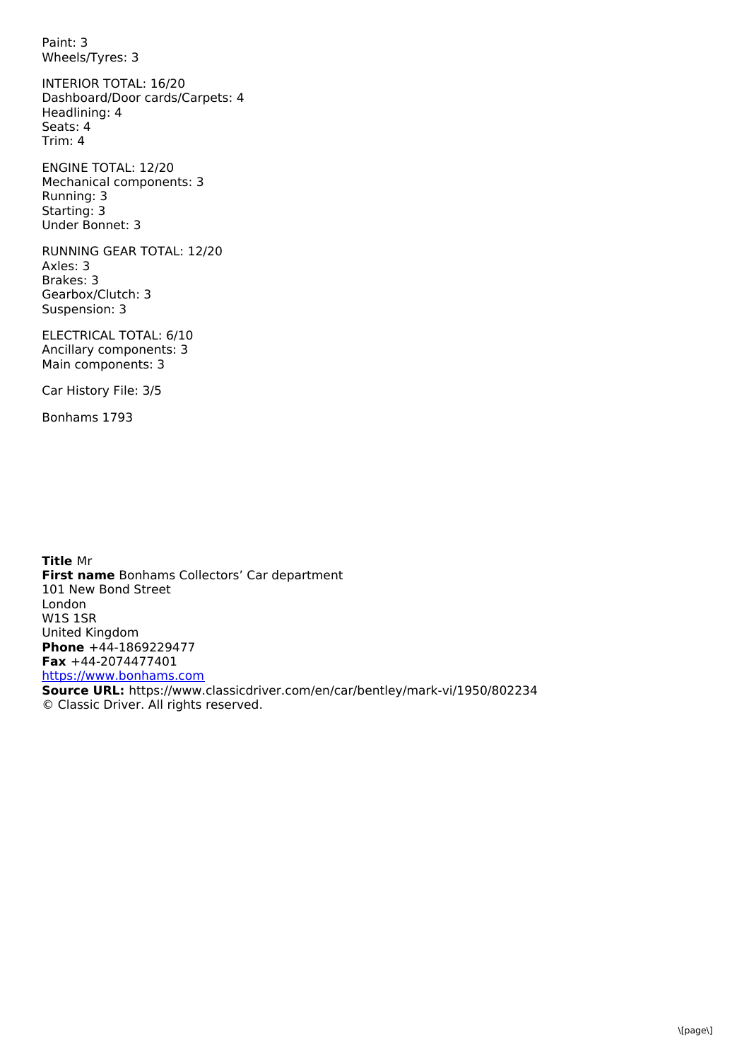Paint: 3
Wheels/Tyres: 3

INTERIOR TOTAL: 16/20
Dashboard/Door cards/Carpets: 4
Headlining: 4
Seats: 4
Trim: 4

ENGINE TOTAL: 12/20
Mechanical components: 3
Running: 3
Starting: 3
Under Bonnet: 3

RUNNING GEAR TOTAL: 12/20
Axles: 3
Brakes: 3
Gearbox/Clutch: 3
Suspension: 3

ELECTRICAL TOTAL: 6/10
Ancillary components: 3
Main components: 3

Car History File: 3/5

Bonhams 1793

**Title** Mr
**First name** Bonhams Collectors' Car department
101 New Bond Street
London
W1S 1SR
United Kingdom
**Phone** +44-1869229477
**Fax** +44-2074477401
https://www.bonhams.com
**Source URL:** https://www.classicdriver.com/en/car/bentley/mark-vi/1950/802234
© Classic Driver. All rights reserved.